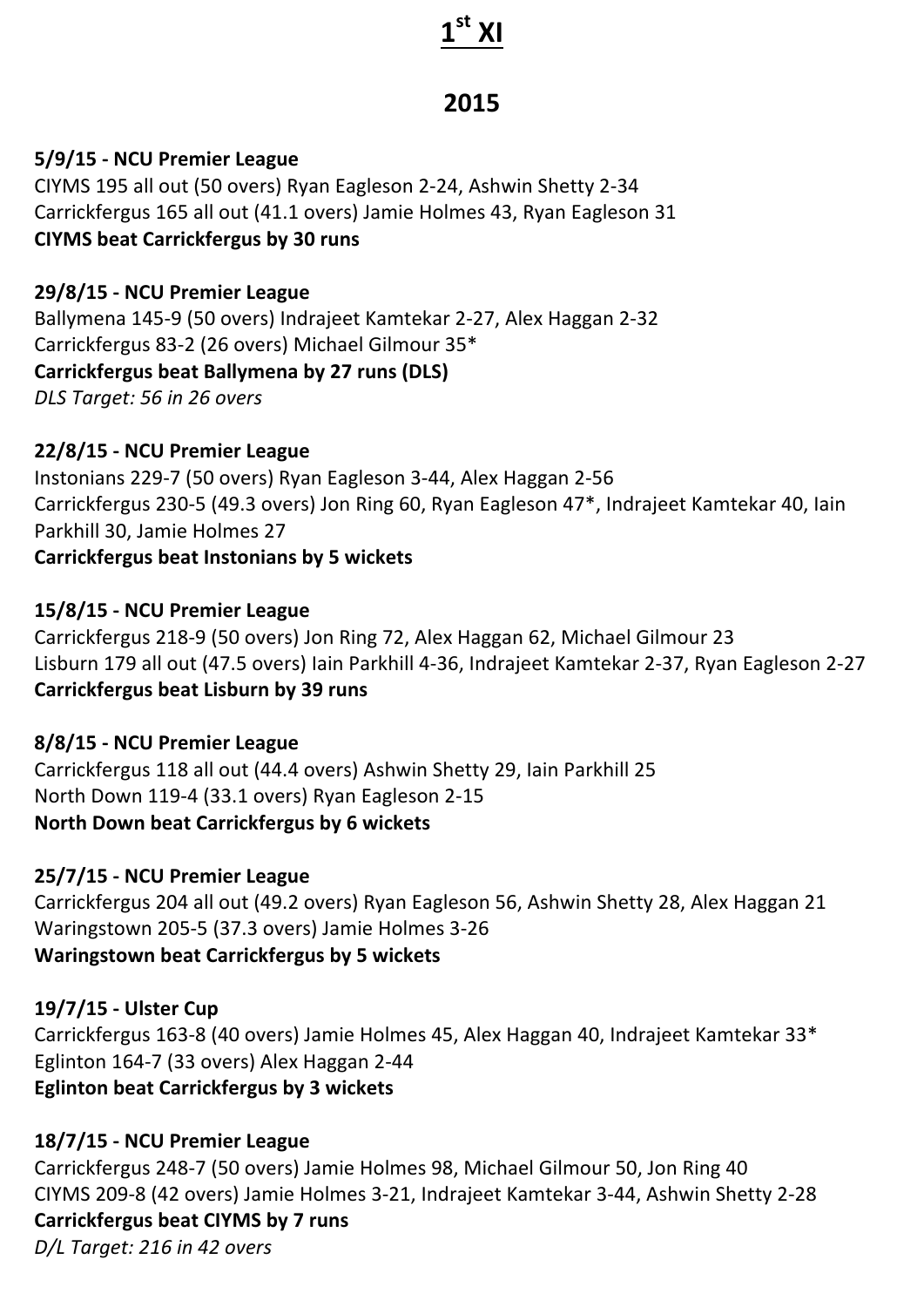# 1st XI

## 2015

**5/9/15 - NCU Premier League**
CIYMS 195 all out (50 overs) Ryan Eagleson 2-24, Ashwin Shetty 2-34
Carrickfergus 165 all out (41.1 overs) Jamie Holmes 43, Ryan Eagleson 31
**CIYMS beat Carrickfergus by 30 runs**

**29/8/15 - NCU Premier League**
Ballymena 145-9 (50 overs) Indrajeet Kamtekar 2-27, Alex Haggan 2-32
Carrickfergus 83-2 (26 overs) Michael Gilmour 35*
**Carrickfergus beat Ballymena by 27 runs (DLS)**
*DLS Target: 56 in 26 overs*

**22/8/15 - NCU Premier League**
Instonians 229-7 (50 overs) Ryan Eagleson 3-44, Alex Haggan 2-56
Carrickfergus 230-5 (49.3 overs) Jon Ring 60, Ryan Eagleson 47*, Indrajeet Kamtekar 40, Iain Parkhill 30, Jamie Holmes 27
**Carrickfergus beat Instonians by 5 wickets**

**15/8/15 - NCU Premier League**
Carrickfergus 218-9 (50 overs) Jon Ring 72, Alex Haggan 62, Michael Gilmour 23
Lisburn 179 all out (47.5 overs) Iain Parkhill 4-36, Indrajeet Kamtekar 2-37, Ryan Eagleson 2-27
**Carrickfergus beat Lisburn by 39 runs**

**8/8/15 - NCU Premier League**
Carrickfergus 118 all out (44.4 overs) Ashwin Shetty 29, Iain Parkhill 25
North Down 119-4 (33.1 overs) Ryan Eagleson 2-15
**North Down beat Carrickfergus by 6 wickets**

**25/7/15 - NCU Premier League**
Carrickfergus 204 all out (49.2 overs) Ryan Eagleson 56, Ashwin Shetty 28, Alex Haggan 21
Waringstown 205-5 (37.3 overs) Jamie Holmes 3-26
**Waringstown beat Carrickfergus by 5 wickets**

**19/7/15 - Ulster Cup**
Carrickfergus 163-8 (40 overs) Jamie Holmes 45, Alex Haggan 40, Indrajeet Kamtekar 33*
Eglinton 164-7 (33 overs) Alex Haggan 2-44
**Eglinton beat Carrickfergus by 3 wickets**

**18/7/15 - NCU Premier League**
Carrickfergus 248-7 (50 overs) Jamie Holmes 98, Michael Gilmour 50, Jon Ring 40
CIYMS 209-8 (42 overs) Jamie Holmes 3-21, Indrajeet Kamtekar 3-44, Ashwin Shetty 2-28
**Carrickfergus beat CIYMS by 7 runs**
*D/L Target: 216 in 42 overs*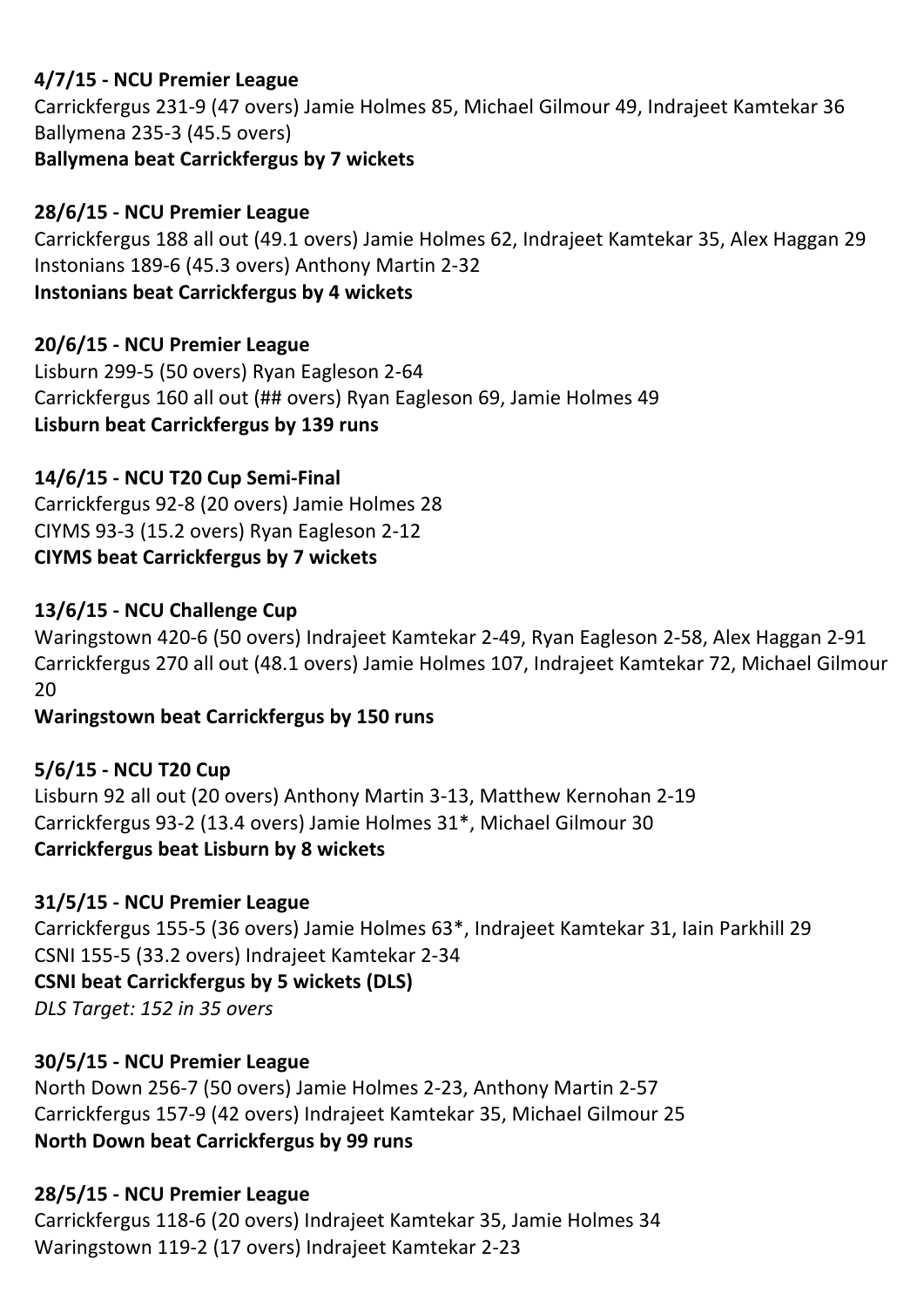**4/7/15 - NCU Premier League**
Carrickfergus 231-9 (47 overs) Jamie Holmes 85, Michael Gilmour 49, Indrajeet Kamtekar 36
Ballymena 235-3 (45.5 overs)
**Ballymena beat Carrickfergus by 7 wickets**

**28/6/15 - NCU Premier League**
Carrickfergus 188 all out (49.1 overs) Jamie Holmes 62, Indrajeet Kamtekar 35, Alex Haggan 29
Instonians 189-6 (45.3 overs) Anthony Martin 2-32
**Instonians beat Carrickfergus by 4 wickets**

**20/6/15 - NCU Premier League**
Lisburn 299-5 (50 overs) Ryan Eagleson 2-64
Carrickfergus 160 all out (## overs) Ryan Eagleson 69, Jamie Holmes 49
**Lisburn beat Carrickfergus by 139 runs**

**14/6/15 - NCU T20 Cup Semi-Final**
Carrickfergus 92-8 (20 overs) Jamie Holmes 28
CIYMS 93-3 (15.2 overs) Ryan Eagleson 2-12
**CIYMS beat Carrickfergus by 7 wickets**

**13/6/15 - NCU Challenge Cup**
Waringstown 420-6 (50 overs) Indrajeet Kamtekar 2-49, Ryan Eagleson 2-58, Alex Haggan 2-91
Carrickfergus 270 all out (48.1 overs) Jamie Holmes 107, Indrajeet Kamtekar 72, Michael Gilmour 20
**Waringstown beat Carrickfergus by 150 runs**

**5/6/15 - NCU T20 Cup**
Lisburn 92 all out (20 overs) Anthony Martin 3-13, Matthew Kernohan 2-19
Carrickfergus 93-2 (13.4 overs) Jamie Holmes 31*, Michael Gilmour 30
**Carrickfergus beat Lisburn by 8 wickets**

**31/5/15 - NCU Premier League**
Carrickfergus 155-5 (36 overs) Jamie Holmes 63*, Indrajeet Kamtekar 31, Iain Parkhill 29
CSNI 155-5 (33.2 overs) Indrajeet Kamtekar 2-34
**CSNI beat Carrickfergus by 5 wickets (DLS)**
*DLS Target: 152 in 35 overs*

**30/5/15 - NCU Premier League**
North Down 256-7 (50 overs) Jamie Holmes 2-23, Anthony Martin 2-57
Carrickfergus 157-9 (42 overs) Indrajeet Kamtekar 35, Michael Gilmour 25
**North Down beat Carrickfergus by 99 runs**

**28/5/15 - NCU Premier League**
Carrickfergus 118-6 (20 overs) Indrajeet Kamtekar 35, Jamie Holmes 34
Waringstown 119-2 (17 overs) Indrajeet Kamtekar 2-23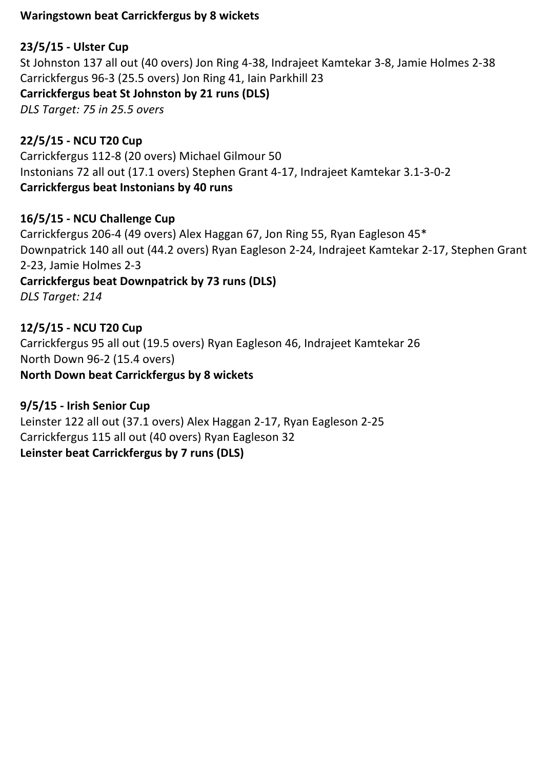**Waringstown beat Carrickfergus by 8 wickets**

**23/5/15 - Ulster Cup**
St Johnston 137 all out (40 overs) Jon Ring 4-38, Indrajeet Kamtekar 3-8, Jamie Holmes 2-38
Carrickfergus 96-3 (25.5 overs) Jon Ring 41, Iain Parkhill 23
**Carrickfergus beat St Johnston by 21 runs (DLS)**
*DLS Target: 75 in 25.5 overs*

**22/5/15 - NCU T20 Cup**
Carrickfergus 112-8 (20 overs) Michael Gilmour 50
Instonians 72 all out (17.1 overs) Stephen Grant 4-17, Indrajeet Kamtekar 3.1-3-0-2
**Carrickfergus beat Instonians by 40 runs**

**16/5/15 - NCU Challenge Cup**
Carrickfergus 206-4 (49 overs) Alex Haggan 67, Jon Ring 55, Ryan Eagleson 45*
Downpatrick 140 all out (44.2 overs) Ryan Eagleson 2-24, Indrajeet Kamtekar 2-17, Stephen Grant 2-23, Jamie Holmes 2-3
**Carrickfergus beat Downpatrick by 73 runs (DLS)**
*DLS Target: 214*

**12/5/15 - NCU T20 Cup**
Carrickfergus 95 all out (19.5 overs) Ryan Eagleson 46, Indrajeet Kamtekar 26
North Down 96-2 (15.4 overs)
**North Down beat Carrickfergus by 8 wickets**

**9/5/15 - Irish Senior Cup**
Leinster 122 all out (37.1 overs) Alex Haggan 2-17, Ryan Eagleson 2-25
Carrickfergus 115 all out (40 overs) Ryan Eagleson 32
**Leinster beat Carrickfergus by 7 runs (DLS)**